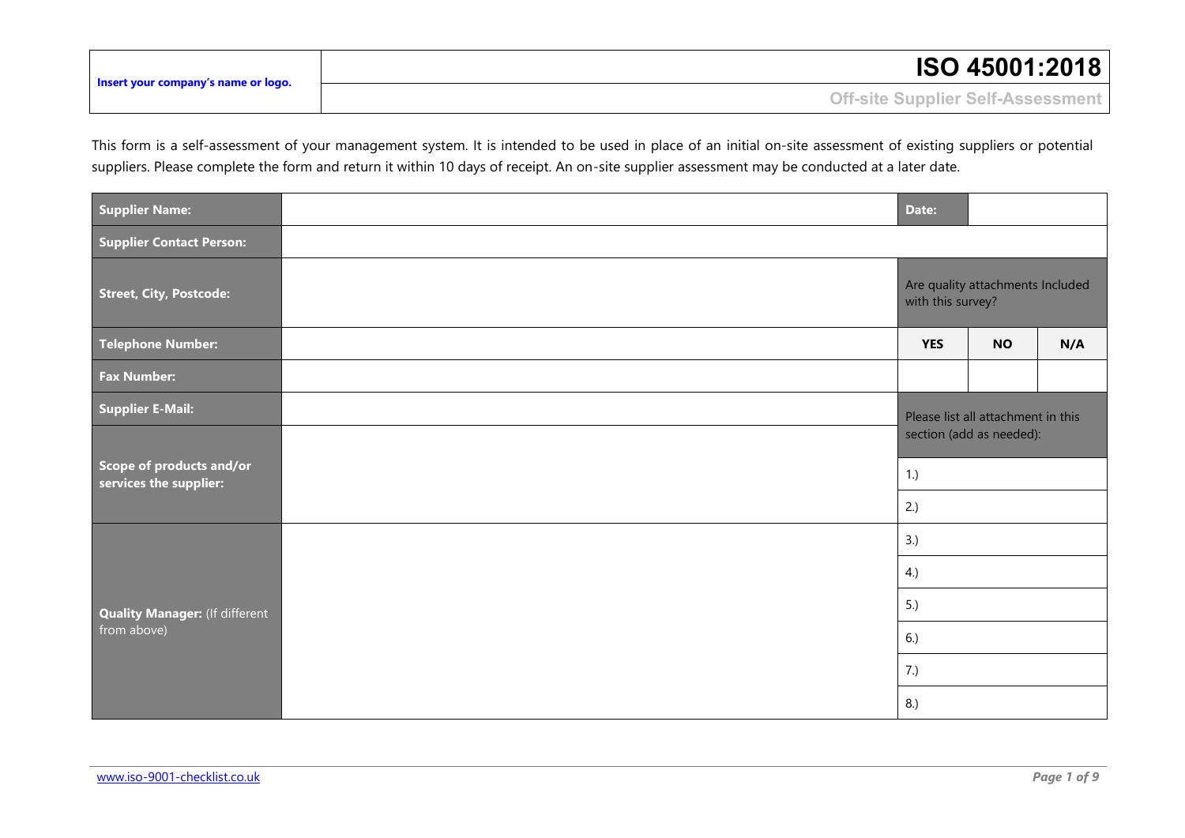| Insert your company's name or logo. | ISO 45001:2018 |
| --- | --- |
| | Off-site Supplier Self-Assessment |

This form is a self-assessment of your management system. It is intended to be used in place of an initial on-site assessment of existing suppliers or potential suppliers. Please complete the form and return it within 10 days of receipt. An on-site supplier assessment may be conducted at a later date.

| **Supplier Name:** | | **Date:** | | |
| --- | --- | --- | --- | --- |
| **Supplier Contact Person:** | | | | |
| **Street, City, Postcode:** | | Are quality attachments Included with this survey? | | |
| **Telephone Number:** | | **YES** | **NO** | **N/A** |
| **Fax Number:** | | | | |
| **Supplier E-Mail:** | | Please list all attachment in this section (add as needed): | | |
| **Scope of products and/or services the supplier:** | | 1.) | | |
| | | 2.) | | |
| **Quality Manager:** (If different from above) | | 3.) | | |
| | | 4.) | | |
| | | 5.) | | |
| | | 6.) | | |
| | | 7.) | | |
| | | 8.) | | |

www.iso-9001-checklist.co.uk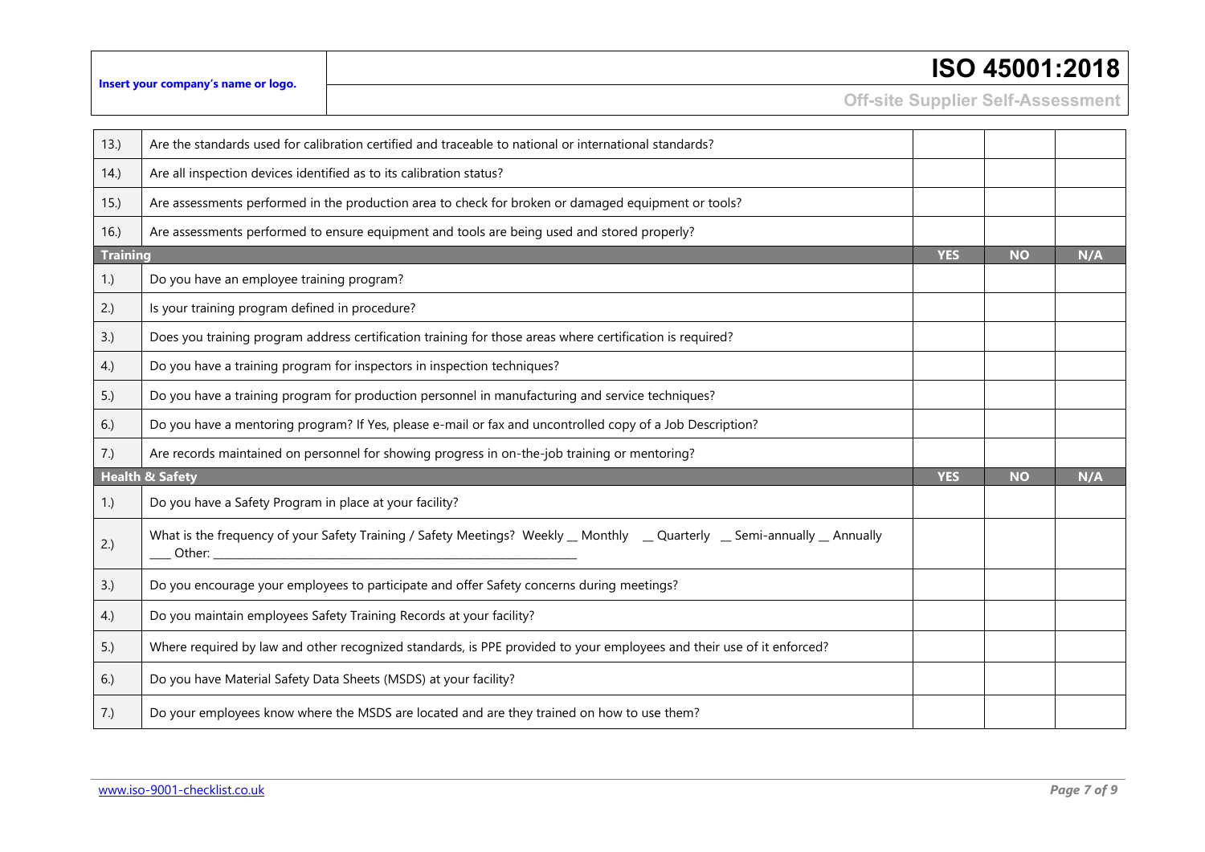| | | YES | NO | N/A |
|---|---|---|---|---|
| 13.) | Are the standards used for calibration certified and traceable to national or international standards? | | | |
| 14.) | Are all inspection devices identified as to its calibration status? | | | |
| 15.) | Are assessments performed in the production area to check for broken or damaged equipment or tools? | | | |
| 16.) | Are assessments performed to ensure equipment and tools are being used and stored properly? | | | |
| **Training** | | **YES** | **NO** | **N/A** |
| 1.) | Do you have an employee training program? | | | |
| 2.) | Is your training program defined in procedure? | | | |
| 3.) | Does you training program address certification training for those areas where certification is required? | | | |
| 4.) | Do you have a training program for inspectors in inspection techniques? | | | |
| 5.) | Do you have a training program for production personnel in manufacturing and service techniques? | | | |
| 6.) | Do you have a mentoring program? If Yes, please e-mail or fax and uncontrolled copy of a Job Description? | | | |
| 7.) | Are records maintained on personnel for showing progress in on-the-job training or mentoring? | | | |
| **Health & Safety** | | **YES** | **NO** | **N/A** |
| 1.) | Do you have a Safety Program in place at your facility? | | | |
| 2.) | What is the frequency of your Safety Training / Safety Meetings? Weekly __ Monthly __ Quarterly __ Semi-annually __ Annually ____ Other: ______________________________ | | | |
| 3.) | Do you encourage your employees to participate and offer Safety concerns during meetings? | | | |
| 4.) | Do you maintain employees Safety Training Records at your facility? | | | |
| 5.) | Where required by law and other recognized standards, is PPE provided to your employees and their use of it enforced? | | | |
| 6.) | Do you have Material Safety Data Sheets (MSDS) at your facility? | | | |
| 7.) | Do your employees know where the MSDS are located and are they trained on how to use them? | | | |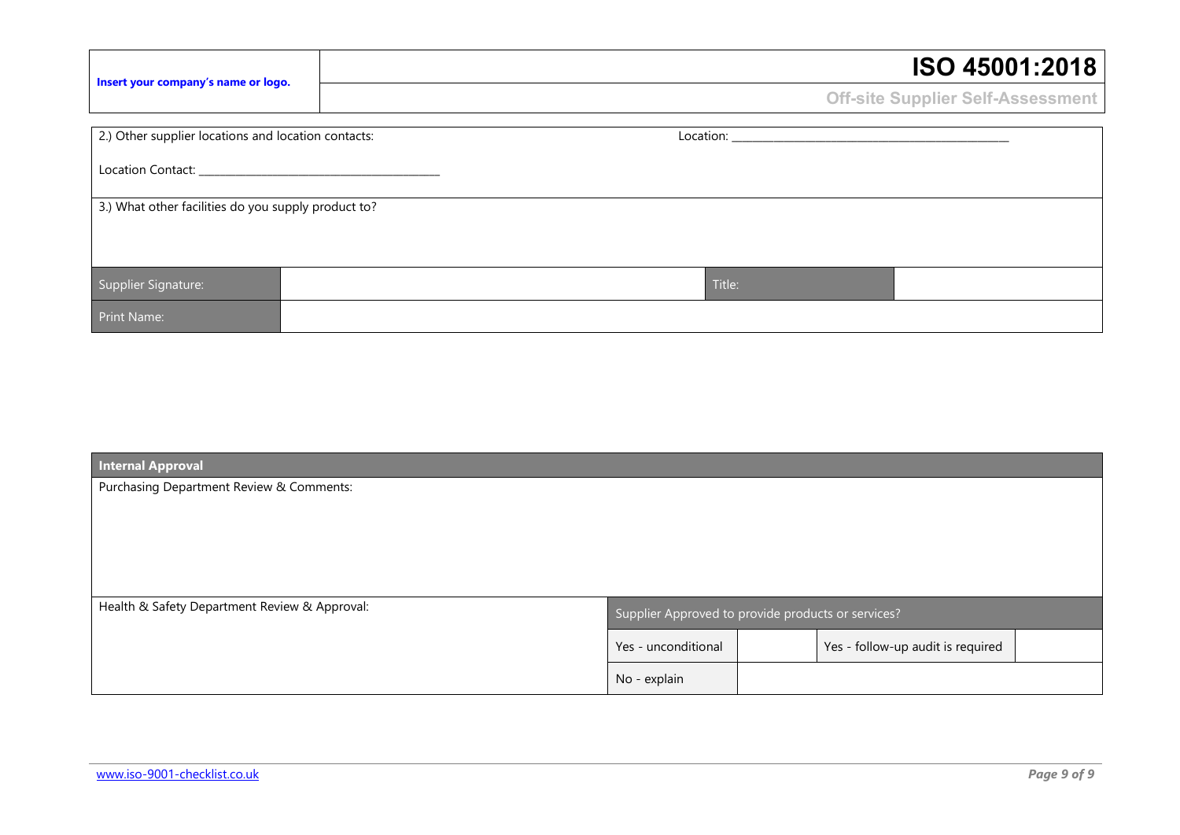| | |
|---|---|
| 2.) Other supplier locations and location contacts: | Location: ______________________________________________ |
| Location Contact: ________________________________________ | |

| | | | |
|---|---|---|---|
| 3.) What other facilities do you supply product to? | | | |
| Supplier Signature: | | Title: | |
| Print Name: | | | |

| Internal Approval | | | | |
|---|---|---|---|---|
| Purchasing Department Review & Comments: | | | | |
| Health & Safety Department Review & Approval: | Supplier Approved to provide products or services? | | | |
| | Yes - unconditional | | Yes - follow-up audit is required | |
| | No - explain | | | |